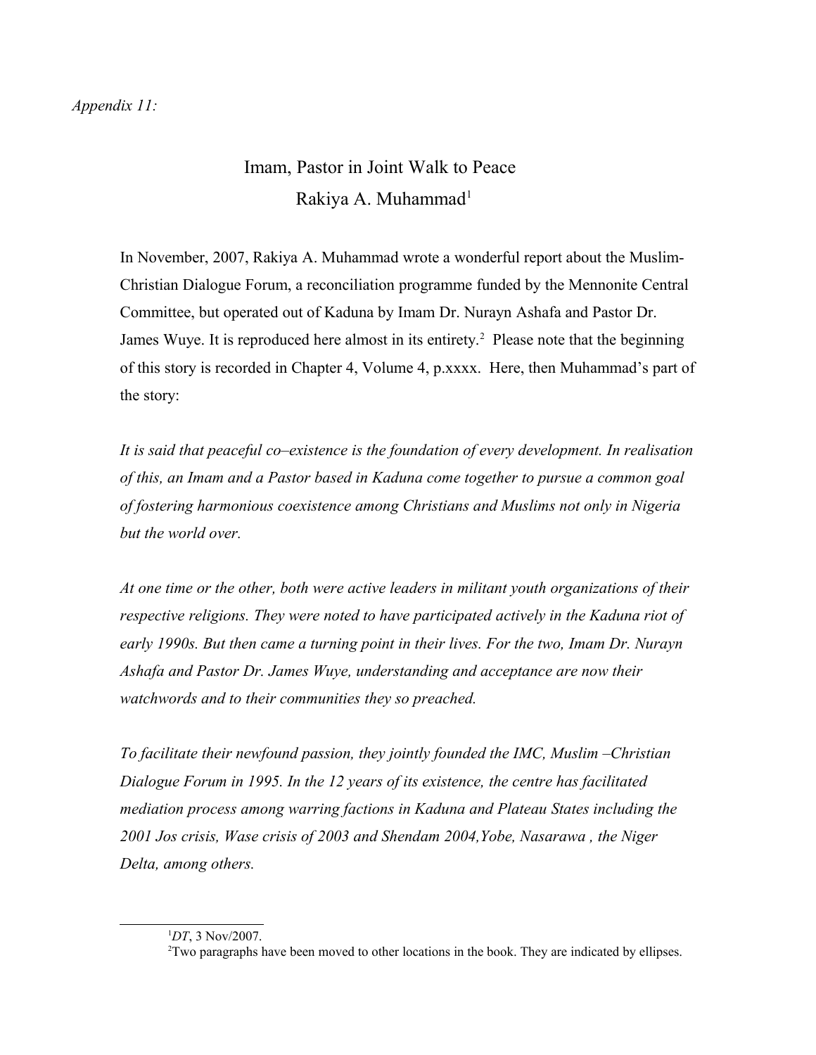*Appendix 11:*

# Imam, Pastor in Joint Walk to Peace

## Rakiya A. Muhammad[1]

In November, 2007, Rakiya A. Muhammad wrote a wonderful report about the Muslim-Christian Dialogue Forum, a reconciliation programme funded by the Mennonite Central Committee, but operated out of Kaduna by Imam Dr. Nurayn Ashafa and Pastor Dr. James Wuye. It is reproduced here almost in its entirety.[2] Please note that the beginning of this story is recorded in Chapter 4, Volume 4, p.xxxx. Here, then Muhammad's part of the story:

*It is said that peaceful co–existence is the foundation of every development. In realisation of this, an Imam and a Pastor based in Kaduna come together to pursue a common goal of fostering harmonious coexistence among Christians and Muslims not only in Nigeria but the world over.*

*At one time or the other, both were active leaders in militant youth organizations of their respective religions. They were noted to have participated actively in the Kaduna riot of early 1990s. But then came a turning point in their lives. For the two, Imam Dr. Nurayn Ashafa and Pastor Dr. James Wuye, understanding and acceptance are now their watchwords and to their communities they so preached.*

*To facilitate their newfound passion, they jointly founded the IMC, Muslim –Christian Dialogue Forum in 1995. In the 12 years of its existence, the centre has facilitated mediation process among warring factions in Kaduna and Plateau States including the 2001 Jos crisis, Wase crisis of 2003 and Shendam 2004,Yobe, Nasarawa , the Niger Delta, among others.*

---

[1] *DT*, 3 Nov/2007.

[2] Two paragraphs have been moved to other locations in the book. They are indicated by ellipses.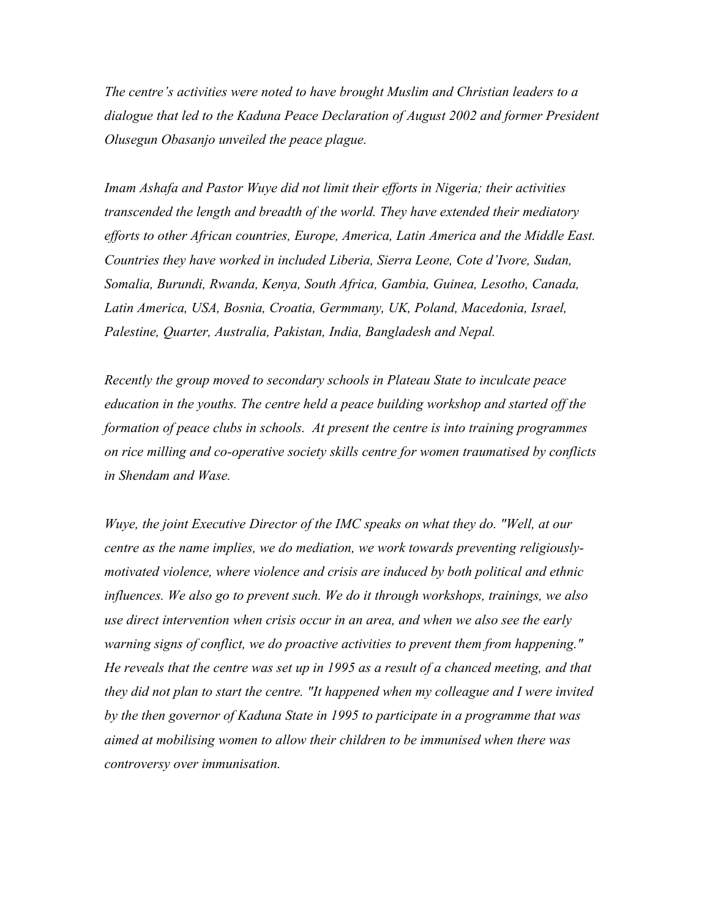*The centre's activities were noted to have brought Muslim and Christian leaders to a dialogue that led to the Kaduna Peace Declaration of August 2002 and former President Olusegun Obasanjo unveiled the peace plague.*

*Imam Ashafa and Pastor Wuye did not limit their efforts in Nigeria; their activities transcended the length and breadth of the world. They have extended their mediatory efforts to other African countries, Europe, America, Latin America and the Middle East. Countries they have worked in included Liberia, Sierra Leone, Cote d'Ivore, Sudan, Somalia, Burundi, Rwanda, Kenya, South Africa, Gambia, Guinea, Lesotho, Canada, Latin America, USA, Bosnia, Croatia, Germmany, UK, Poland, Macedonia, Israel, Palestine, Quarter, Australia, Pakistan, India, Bangladesh and Nepal.*

*Recently the group moved to secondary schools in Plateau State to inculcate peace education in the youths. The centre held a peace building workshop and started off the formation of peace clubs in schools. At present the centre is into training programmes on rice milling and co-operative society skills centre for women traumatised by conflicts in Shendam and Wase.*

*Wuye, the joint Executive Director of the IMC speaks on what they do. "Well, at our centre as the name implies, we do mediation, we work towards preventing religiously-motivated violence, where violence and crisis are induced by both political and ethnic influences. We also go to prevent such. We do it through workshops, trainings, we also use direct intervention when crisis occur in an area, and when we also see the early warning signs of conflict, we do proactive activities to prevent them from happening." He reveals that the centre was set up in 1995 as a result of a chanced meeting, and that they did not plan to start the centre. "It happened when my colleague and I were invited by the then governor of Kaduna State in 1995 to participate in a programme that was aimed at mobilising women to allow their children to be immunised when there was controversy over immunisation.*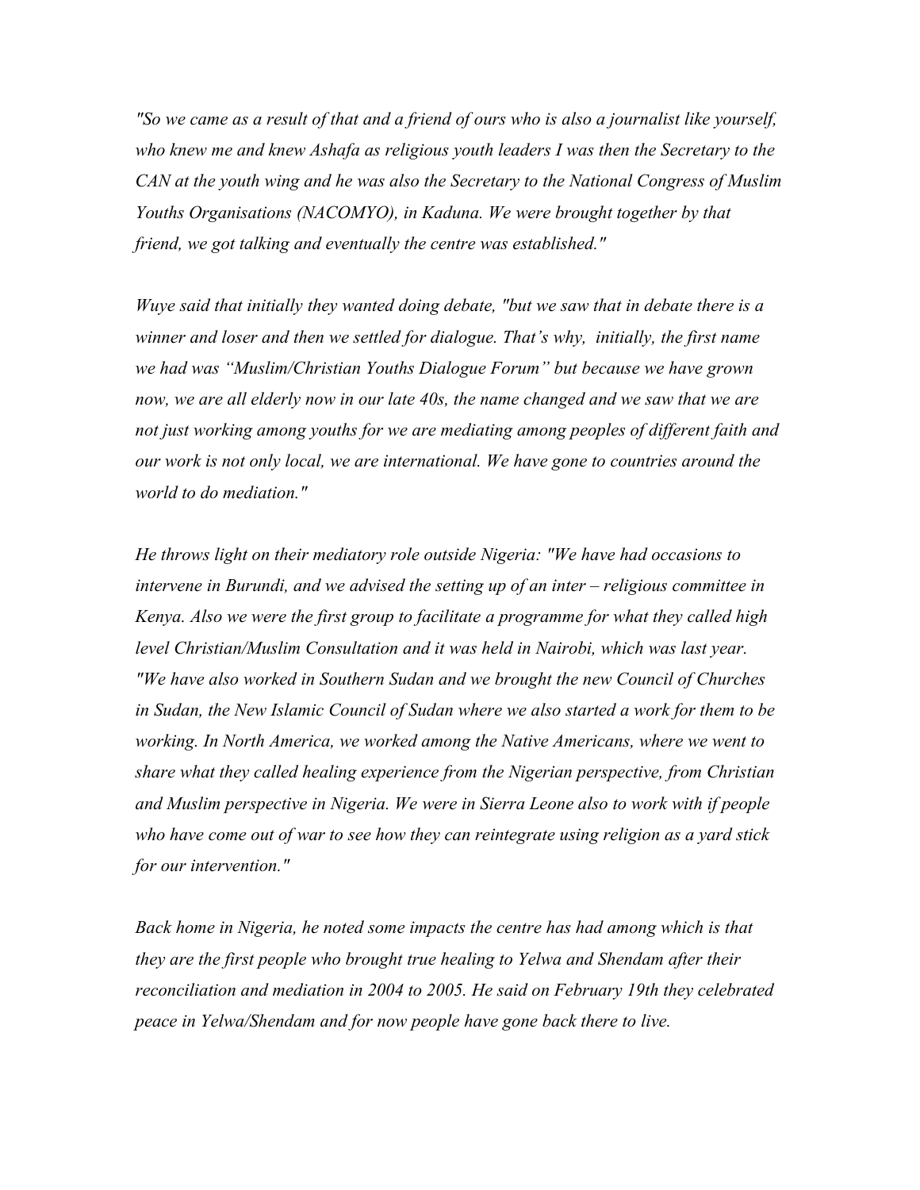*"So we came as a result of that and a friend of ours who is also a journalist like yourself, who knew me and knew Ashafa as religious youth leaders I was then the Secretary to the CAN at the youth wing and he was also the Secretary to the National Congress of Muslim Youths Organisations (NACOMYO), in Kaduna. We were brought together by that friend, we got talking and eventually the centre was established."*

*Wuye said that initially they wanted doing debate, "but we saw that in debate there is a winner and loser and then we settled for dialogue. That's why,  initially, the first name we had was "Muslim/Christian Youths Dialogue Forum" but because we have grown now, we are all elderly now in our late 40s, the name changed and we saw that we are not just working among youths for we are mediating among peoples of different faith and our work is not only local, we are international. We have gone to countries around the world to do mediation."*

*He throws light on their mediatory role outside Nigeria: "We have had occasions to intervene in Burundi, and we advised the setting up of an inter – religious committee in Kenya. Also we were the first group to facilitate a programme for what they called high level Christian/Muslim Consultation and it was held in Nairobi, which was last year. "We have also worked in Southern Sudan and we brought the new Council of Churches in Sudan, the New Islamic Council of Sudan where we also started a work for them to be working. In North America, we worked among the Native Americans, where we went to share what they called healing experience from the Nigerian perspective, from Christian and Muslim perspective in Nigeria. We were in Sierra Leone also to work with if people who have come out of war to see how they can reintegrate using religion as a yard stick for our intervention."*

*Back home in Nigeria, he noted some impacts the centre has had among which is that they are the first people who brought true healing to Yelwa and Shendam after their reconciliation and mediation in 2004 to 2005. He said on February 19th they celebrated peace in Yelwa/Shendam and for now people have gone back there to live.*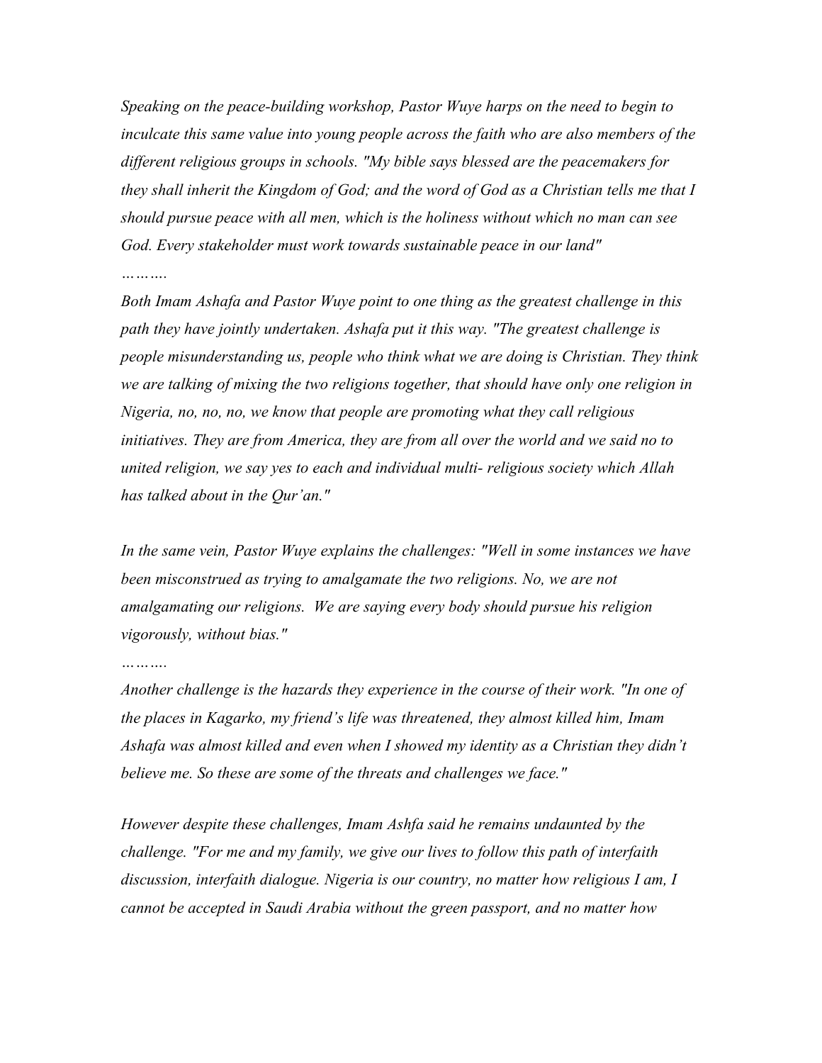*Speaking on the peace-building workshop, Pastor Wuye harps on the need to begin to inculcate this same value into young people across the faith who are also members of the different religious groups in schools. "My bible says blessed are the peacemakers for they shall inherit the Kingdom of God; and the word of God as a Christian tells me that I should pursue peace with all men, which is the holiness without which no man can see God. Every stakeholder must work towards sustainable peace in our land"*

*……….*

*Both Imam Ashafa and Pastor Wuye point to one thing as the greatest challenge in this path they have jointly undertaken. Ashafa put it this way. "The greatest challenge is people misunderstanding us, people who think what we are doing is Christian. They think we are talking of mixing the two religions together, that should have only one religion in Nigeria, no, no, no, we know that people are promoting what they call religious initiatives. They are from America, they are from all over the world and we said no to united religion, we say yes to each and individual multi- religious society which Allah has talked about in the Qur'an."*

*In the same vein, Pastor Wuye explains the challenges: "Well in some instances we have been misconstrued as trying to amalgamate the two religions. No, we are not amalgamating our religions. We are saying every body should pursue his religion vigorously, without bias."*

*……….*

*Another challenge is the hazards they experience in the course of their work. "In one of the places in Kagarko, my friend's life was threatened, they almost killed him, Imam Ashafa was almost killed and even when I showed my identity as a Christian they didn't believe me. So these are some of the threats and challenges we face."*

*However despite these challenges, Imam Ashfa said he remains undaunted by the challenge. "For me and my family, we give our lives to follow this path of interfaith discussion, interfaith dialogue. Nigeria is our country, no matter how religious I am, I cannot be accepted in Saudi Arabia without the green passport, and no matter how*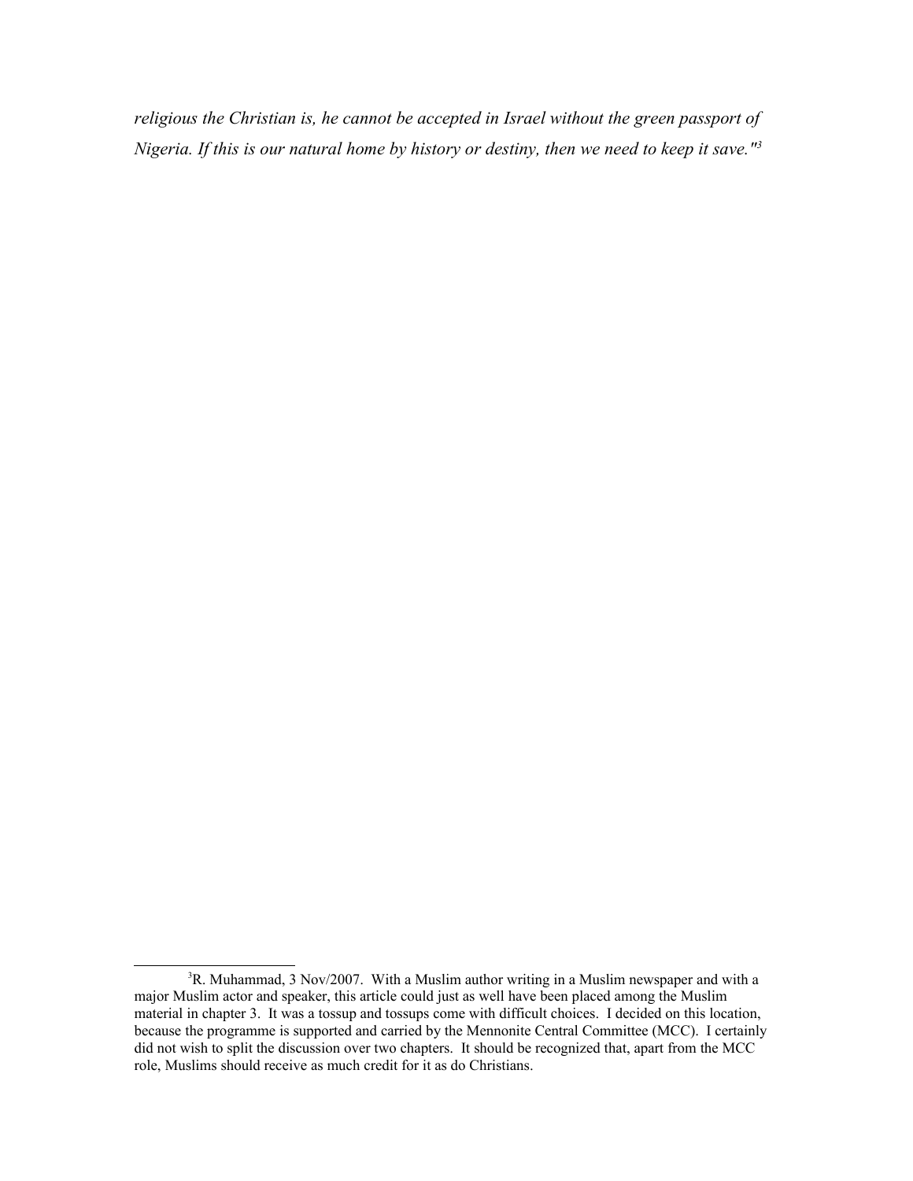*religious the Christian is, he cannot be accepted in Israel without the green passport of Nigeria. If this is our natural home by history or destiny, then we need to keep it save."*[3]

[3] R. Muhammad, 3 Nov/2007. With a Muslim author writing in a Muslim newspaper and with a major Muslim actor and speaker, this article could just as well have been placed among the Muslim material in chapter 3. It was a tossup and tossups come with difficult choices. I decided on this location, because the programme is supported and carried by the Mennonite Central Committee (MCC). I certainly did not wish to split the discussion over two chapters. It should be recognized that, apart from the MCC role, Muslims should receive as much credit for it as do Christians.